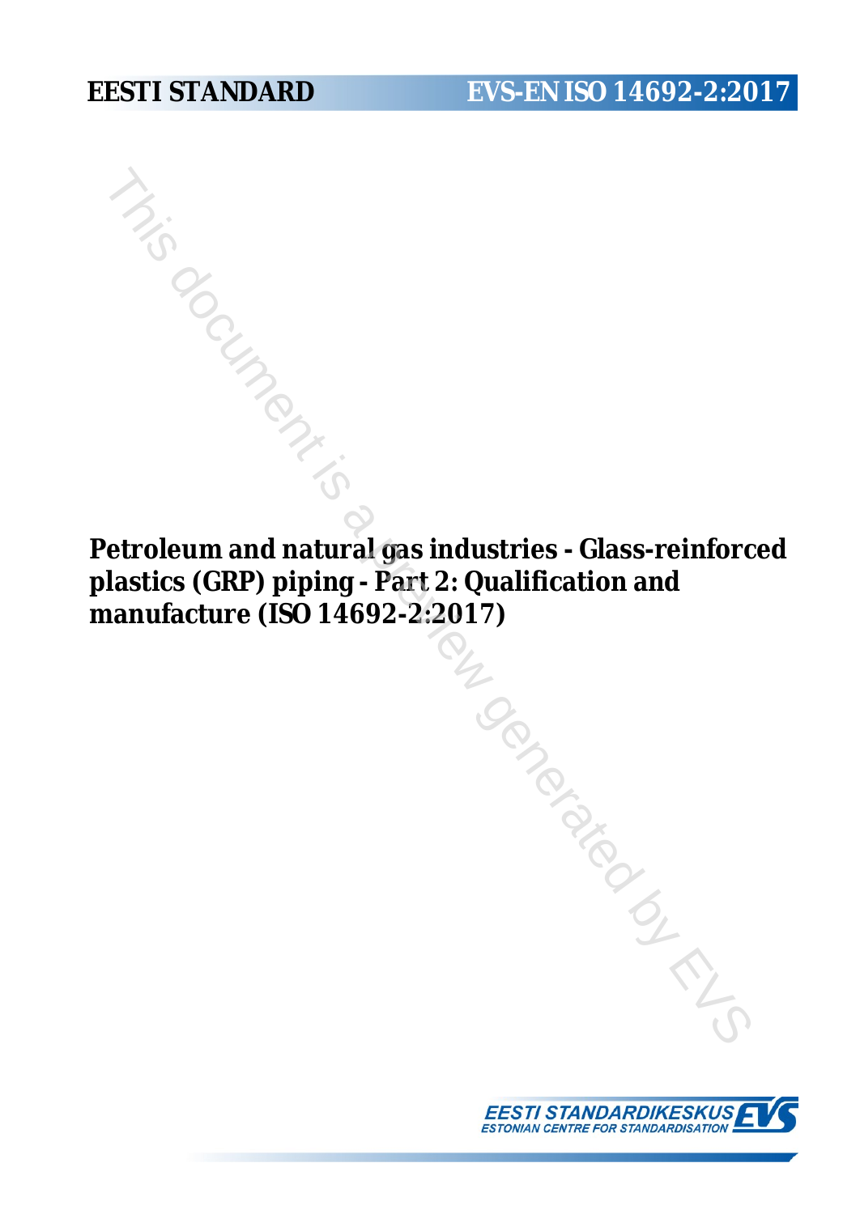EESTI STANDARD

EVS-EN ISO 14692-2:2017

# Petroleum and natural gas industries - Glass-reinforced plastics (GRP) piping - Part 2: Qualification and manufacture (ISO 14692-2:2017)

EESTI STANDARDIKESKUS
ESTONIAN CENTRE FOR STANDARDISATION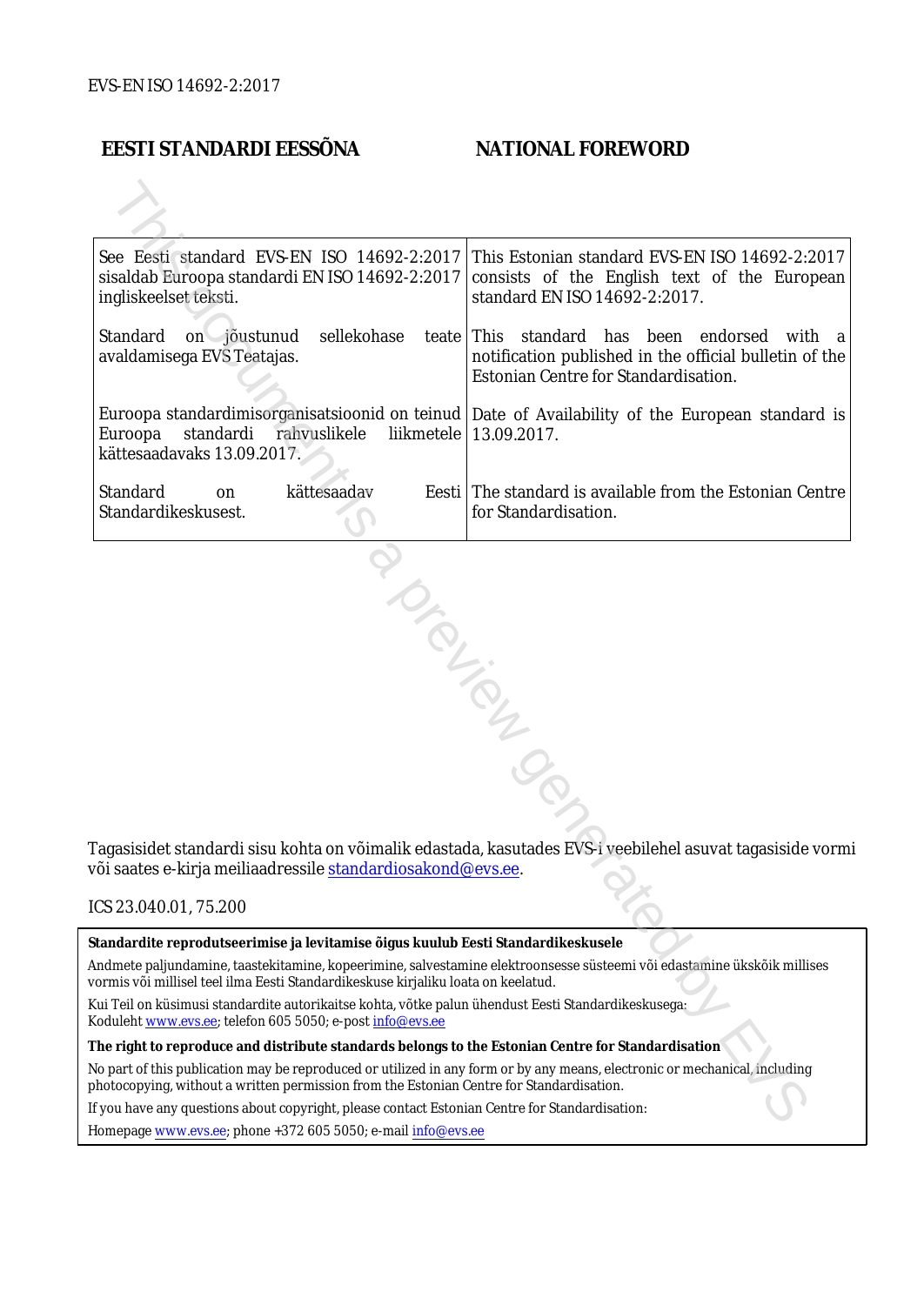EVS-EN ISO 14692-2:2017

| **EESTI STANDARDI EESSÕNA** | **NATIONAL FOREWORD** |
|---|---|
| See Eesti standard EVS-EN ISO 14692-2:2017 sisaldab Euroopa standardi EN ISO 14692-2:2017 ingliskeelset teksti. | This Estonian standard EVS-EN ISO 14692-2:2017 consists of the English text of the European standard EN ISO 14692-2:2017. |
| Standard on jõustunud sellekohase teate avaldamisega EVS Teatajas. | This standard has been endorsed with a notification published in the official bulletin of the Estonian Centre for Standardisation. |
| Euroopa standardimisorganisatsioonid on teinud Euroopa standardi rahvuslikele liikmetele kättesaadavaks 13.09.2017. | Date of Availability of the European standard is 13.09.2017. |
| Standard on kättesaadav Eesti Standardikeskusest. | The standard is available from the Estonian Centre for Standardisation. |

Tagasisidet standardi sisu kohta on võimalik edastada, kasutades EVS-i veebilehel asuvat tagasiside vormi või saates e-kirja meiliaadressile standardiosakond@evs.ee.

ICS 23.040.01, 75.200

**Standardite reprodutseerimise ja levitamise õigus kuulub Eesti Standardikeskusele**

Andmete paljundamine, taastekitamine, kopeerimine, salvestamine elektroonsesse süsteemi või edastamine ükskõik millises vormis või millisel teel ilma Eesti Standardikeskuse kirjaliku loata on keelatud.

Kui Teil on küsimusi standardite autorikaitse kohta, võtke palun ühendust Eesti Standardikeskusega:
Koduleht www.evs.ee; telefon 605 5050; e-post info@evs.ee

**The right to reproduce and distribute standards belongs to the Estonian Centre for Standardisation**

No part of this publication may be reproduced or utilized in any form or by any means, electronic or mechanical, including photocopying, without a written permission from the Estonian Centre for Standardisation.

If you have any questions about copyright, please contact Estonian Centre for Standardisation:

Homepage www.evs.ee; phone +372 605 5050; e-mail info@evs.ee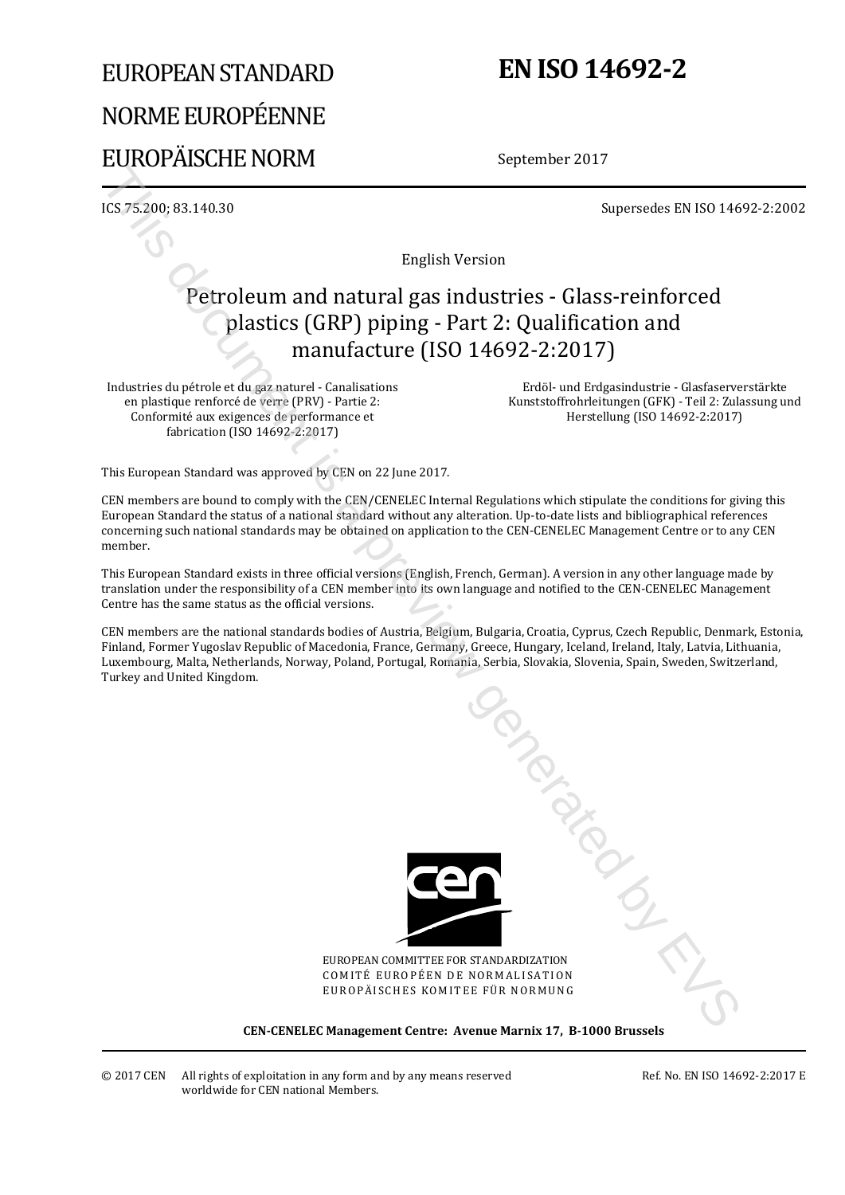# EUROPEAN STANDARD
# NORME EUROPÉENNE
# EUROPÄISCHE NORM

# EN ISO 14692-2

September 2017

ICS 75.200; 83.140.30

Supersedes EN ISO 14692-2:2002

English Version

## Petroleum and natural gas industries - Glass-reinforced plastics (GRP) piping - Part 2: Qualification and manufacture (ISO 14692-2:2017)

Industries du pétrole et du gaz naturel - Canalisations en plastique renforcé de verre (PRV) - Partie 2: Conformité aux exigences de performance et fabrication (ISO 14692-2:2017)

Erdöl- und Erdgasindustrie - Glasfaserverstärkte Kunststoffrohrleitungen (GFK) - Teil 2: Zulassung und Herstellung (ISO 14692-2:2017)

This European Standard was approved by CEN on 22 June 2017.

CEN members are bound to comply with the CEN/CENELEC Internal Regulations which stipulate the conditions for giving this European Standard the status of a national standard without any alteration. Up-to-date lists and bibliographical references concerning such national standards may be obtained on application to the CEN-CENELEC Management Centre or to any CEN member.

This European Standard exists in three official versions (English, French, German). A version in any other language made by translation under the responsibility of a CEN member into its own language and notified to the CEN-CENELEC Management Centre has the same status as the official versions.

CEN members are the national standards bodies of Austria, Belgium, Bulgaria, Croatia, Cyprus, Czech Republic, Denmark, Estonia, Finland, Former Yugoslav Republic of Macedonia, France, Germany, Greece, Hungary, Iceland, Ireland, Italy, Latvia, Lithuania, Luxembourg, Malta, Netherlands, Norway, Poland, Portugal, Romania, Serbia, Slovakia, Slovenia, Spain, Sweden, Switzerland, Turkey and United Kingdom.

EUROPEAN COMMITTEE FOR STANDARDIZATION
COMITÉ EUROPÉEN DE NORMALISATION
EUROPÄISCHES KOMITEE FÜR NORMUNG

**CEN-CENELEC Management Centre: Avenue Marnix 17, B-1000 Brussels**

© 2017 CEN All rights of exploitation in any form and by any means reserved worldwide for CEN national Members.

Ref. No. EN ISO 14692-2:2017 E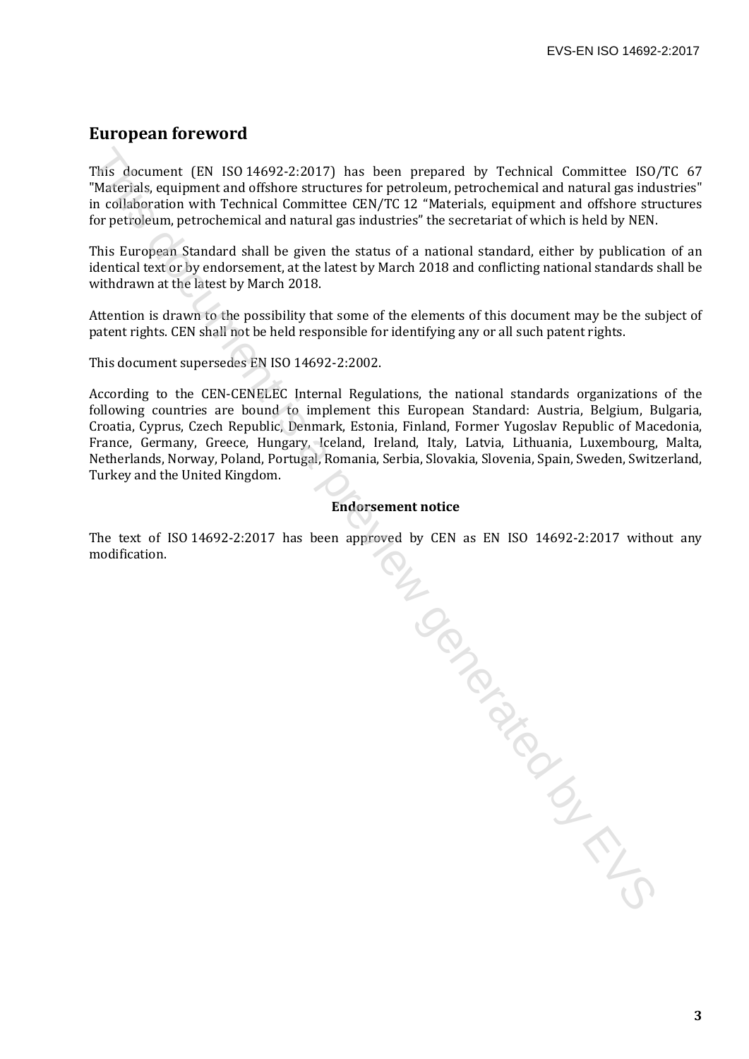## European foreword

This document (EN ISO 14692-2:2017) has been prepared by Technical Committee ISO/TC 67 "Materials, equipment and offshore structures for petroleum, petrochemical and natural gas industries" in collaboration with Technical Committee CEN/TC 12 “Materials, equipment and offshore structures for petroleum, petrochemical and natural gas industries” the secretariat of which is held by NEN.

This European Standard shall be given the status of a national standard, either by publication of an identical text or by endorsement, at the latest by March 2018 and conflicting national standards shall be withdrawn at the latest by March 2018.

Attention is drawn to the possibility that some of the elements of this document may be the subject of patent rights. CEN shall not be held responsible for identifying any or all such patent rights.

This document supersedes EN ISO 14692-2:2002.

According to the CEN-CENELEC Internal Regulations, the national standards organizations of the following countries are bound to implement this European Standard: Austria, Belgium, Bulgaria, Croatia, Cyprus, Czech Republic, Denmark, Estonia, Finland, Former Yugoslav Republic of Macedonia, France, Germany, Greece, Hungary, Iceland, Ireland, Italy, Latvia, Lithuania, Luxembourg, Malta, Netherlands, Norway, Poland, Portugal, Romania, Serbia, Slovakia, Slovenia, Spain, Sweden, Switzerland, Turkey and the United Kingdom.

**Endorsement notice**

The text of ISO 14692-2:2017 has been approved by CEN as EN ISO 14692-2:2017 without any modification.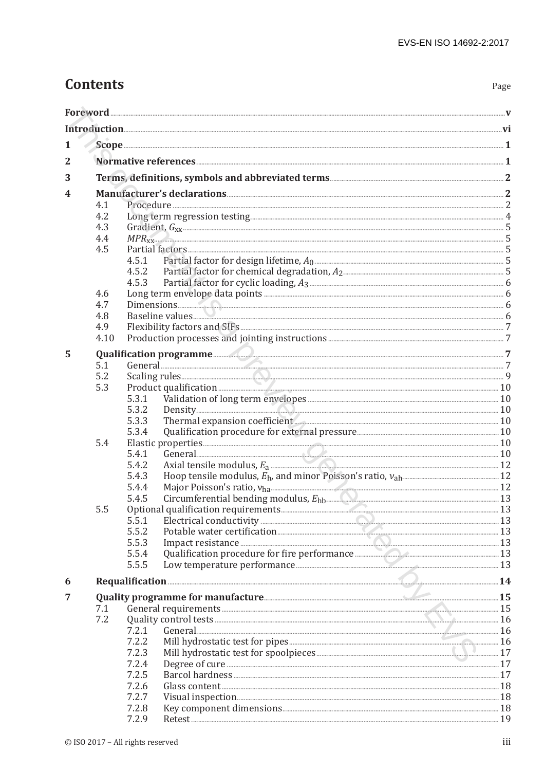# Contents

Page

| | | | |
|---|---|---|---|
| **Foreword** | | | **v** |
| **Introduction** | | | **vi** |
| **1** | **Scope** | | **1** |
| **2** | **Normative references** | | **1** |
| **3** | **Terms, definitions, symbols and abbreviated terms** | | **2** |
| **4** | **Manufacturer's declarations** | | **2** |
| | 4.1 | Procedure | 2 |
| | 4.2 | Long term regression testing | 4 |
| | 4.3 | Gradient, $G_{xx}$ | 5 |
| | 4.4 | $MPR_{xx}$ | 5 |
| | 4.5 | Partial factors | 5 |
| | 4.5.1 | Partial factor for design lifetime, $A_0$ | 5 |
| | 4.5.2 | Partial factor for chemical degradation, $A_2$ | 5 |
| | 4.5.3 | Partial factor for cyclic loading, $A_3$ | 6 |
| | 4.6 | Long term envelope data points | 6 |
| | 4.7 | Dimensions | 6 |
| | 4.8 | Baseline values | 6 |
| | 4.9 | Flexibility factors and SIFs | 7 |
| | 4.10 | Production processes and jointing instructions | 7 |
| **5** | **Qualification programme** | | **7** |
| | 5.1 | General | 7 |
| | 5.2 | Scaling rules | 9 |
| | 5.3 | Product qualification | 10 |
| | 5.3.1 | Validation of long term envelopes | 10 |
| | 5.3.2 | Density | 10 |
| | 5.3.3 | Thermal expansion coefficient | 10 |
| | 5.3.4 | Qualification procedure for external pressure | 10 |
| | 5.4 | Elastic properties | 10 |
| | 5.4.1 | General | 10 |
| | 5.4.2 | Axial tensile modulus, $E_a$ | 12 |
| | 5.4.3 | Hoop tensile modulus, $E_h$, and minor Poisson's ratio, $\nu_{ah}$ | 12 |
| | 5.4.4 | Major Poisson's ratio, $\nu_{ha}$ | 12 |
| | 5.4.5 | Circumferential bending modulus, $E_{hb}$ | 13 |
| | 5.5 | Optional qualification requirements | 13 |
| | 5.5.1 | Electrical conductivity | 13 |
| | 5.5.2 | Potable water certification | 13 |
| | 5.5.3 | Impact resistance | 13 |
| | 5.5.4 | Qualification procedure for fire performance | 13 |
| | 5.5.5 | Low temperature performance | 13 |
| **6** | **Requalification** | | **14** |
| **7** | **Quality programme for manufacture** | | **15** |
| | 7.1 | General requirements | 15 |
| | 7.2 | Quality control tests | 16 |
| | 7.2.1 | General | 16 |
| | 7.2.2 | Mill hydrostatic test for pipes | 16 |
| | 7.2.3 | Mill hydrostatic test for spoolpieces | 17 |
| | 7.2.4 | Degree of cure | 17 |
| | 7.2.5 | Barcol hardness | 17 |
| | 7.2.6 | Glass content | 18 |
| | 7.2.7 | Visual inspection | 18 |
| | 7.2.8 | Key component dimensions | 18 |
| | 7.2.9 | Retest | 19 |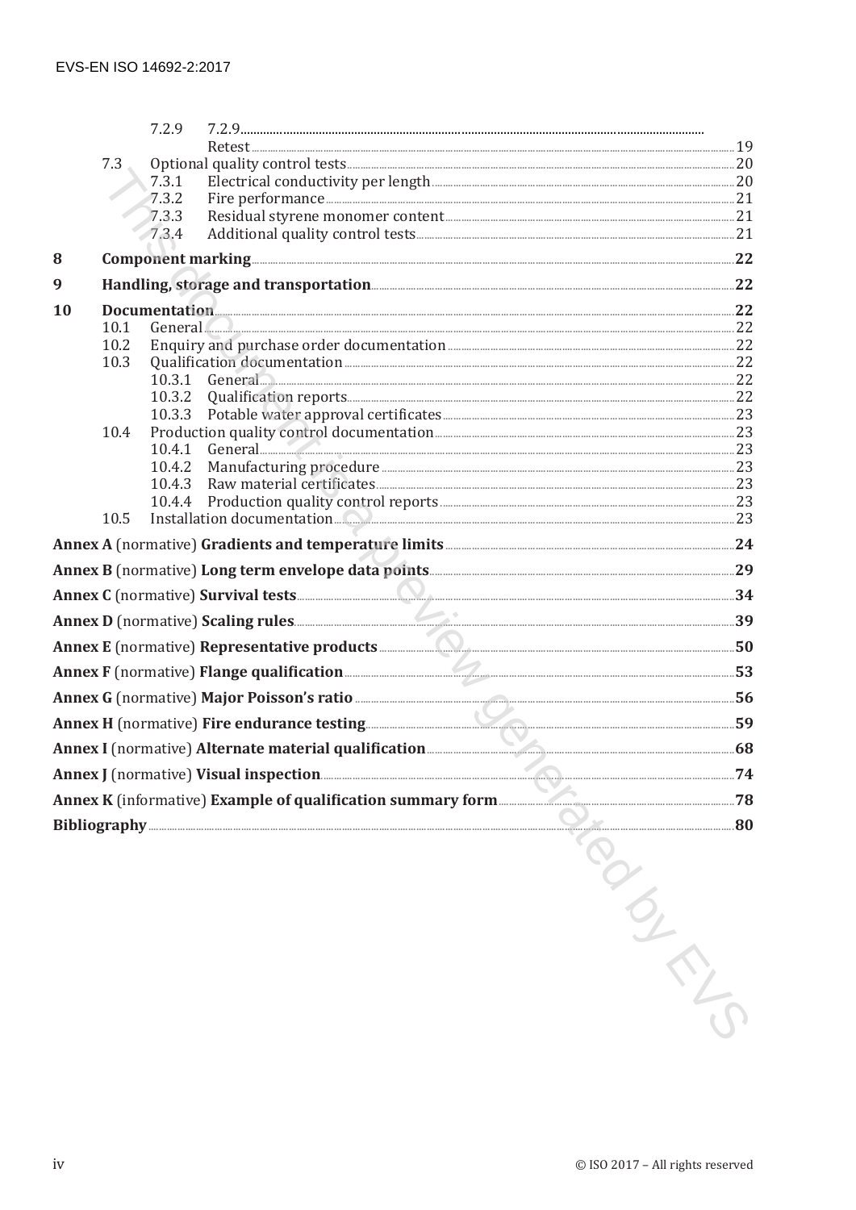7.2.9 7.2.9 Retest ..... 19

7.3 Optional quality control tests ..... 20

7.3.1 Electrical conductivity per length ..... 20

7.3.2 Fire performance ..... 21

7.3.3 Residual styrene monomer content ..... 21

7.3.4 Additional quality control tests ..... 21

**8 Component marking ..... 22**

**9 Handling, storage and transportation ..... 22**

**10 Documentation ..... 22**

10.1 General ..... 22

10.2 Enquiry and purchase order documentation ..... 22

10.3 Qualification documentation ..... 22

10.3.1 General ..... 22

10.3.2 Qualification reports ..... 22

10.3.3 Potable water approval certificates ..... 23

10.4 Production quality control documentation ..... 23

10.4.1 General ..... 23

10.4.2 Manufacturing procedure ..... 23

10.4.3 Raw material certificates ..... 23

10.4.4 Production quality control reports ..... 23

10.5 Installation documentation ..... 23

**Annex A** (normative) **Gradients and temperature limits ..... 24**

**Annex B** (normative) **Long term envelope data points ..... 29**

**Annex C** (normative) **Survival tests ..... 34**

**Annex D** (normative) **Scaling rules ..... 39**

**Annex E** (normative) **Representative products ..... 50**

**Annex F** (normative) **Flange qualification ..... 53**

**Annex G** (normative) **Major Poisson's ratio ..... 56**

**Annex H** (normative) **Fire endurance testing ..... 59**

**Annex I** (normative) **Alternate material qualification ..... 68**

**Annex J** (normative) **Visual inspection ..... 74**

**Annex K** (informative) **Example of qualification summary form ..... 78**

**Bibliography ..... 80**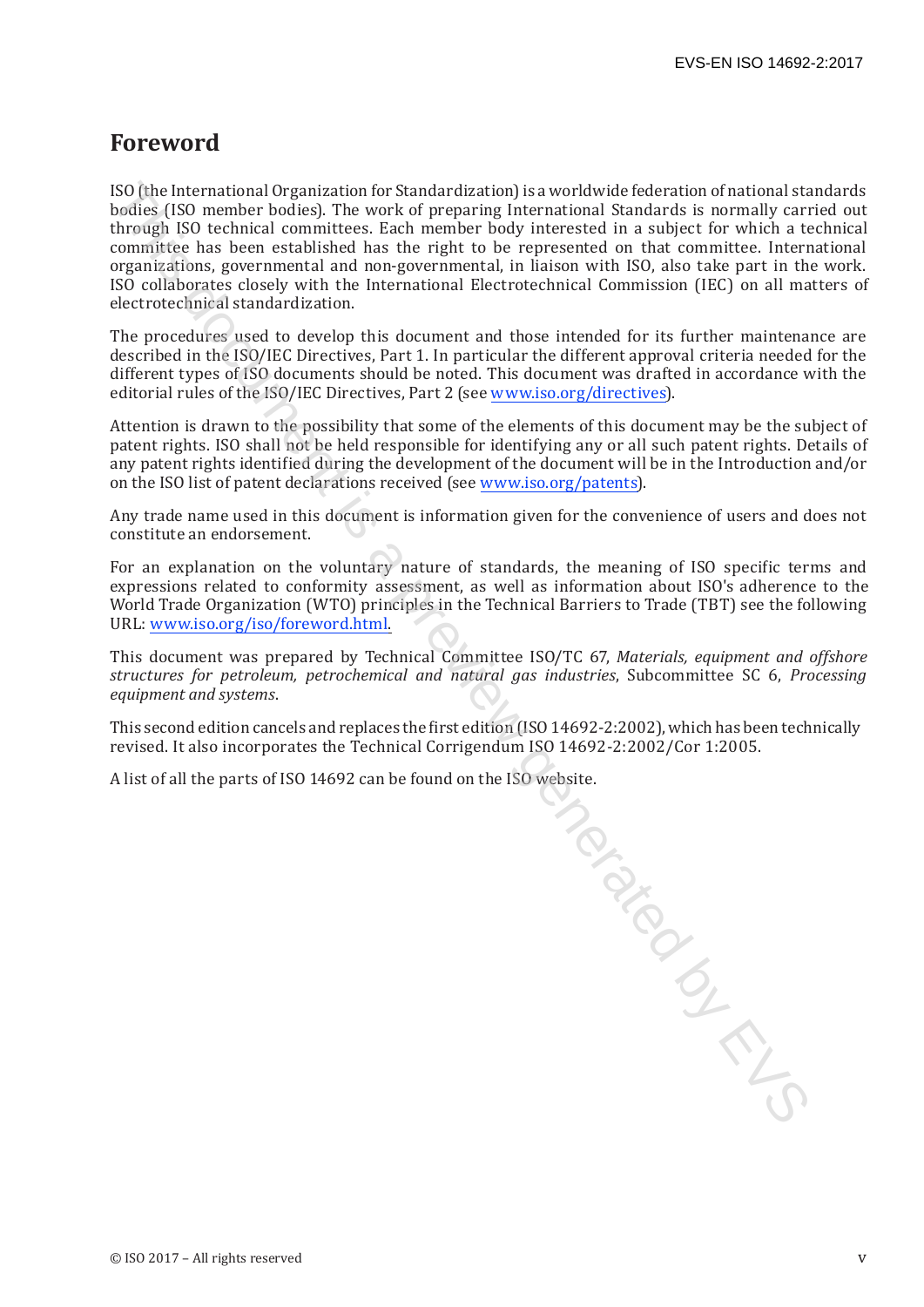# Foreword

ISO (the International Organization for Standardization) is a worldwide federation of national standards bodies (ISO member bodies). The work of preparing International Standards is normally carried out through ISO technical committees. Each member body interested in a subject for which a technical committee has been established has the right to be represented on that committee. International organizations, governmental and non-governmental, in liaison with ISO, also take part in the work. ISO collaborates closely with the International Electrotechnical Commission (IEC) on all matters of electrotechnical standardization.

The procedures used to develop this document and those intended for its further maintenance are described in the ISO/IEC Directives, Part 1. In particular the different approval criteria needed for the different types of ISO documents should be noted. This document was drafted in accordance with the editorial rules of the ISO/IEC Directives, Part 2 (see www.iso.org/directives).

Attention is drawn to the possibility that some of the elements of this document may be the subject of patent rights. ISO shall not be held responsible for identifying any or all such patent rights. Details of any patent rights identified during the development of the document will be in the Introduction and/or on the ISO list of patent declarations received (see www.iso.org/patents).

Any trade name used in this document is information given for the convenience of users and does not constitute an endorsement.

For an explanation on the voluntary nature of standards, the meaning of ISO specific terms and expressions related to conformity assessment, as well as information about ISO's adherence to the World Trade Organization (WTO) principles in the Technical Barriers to Trade (TBT) see the following URL: www.iso.org/iso/foreword.html.

This document was prepared by Technical Committee ISO/TC 67, *Materials, equipment and offshore structures for petroleum, petrochemical and natural gas industries*, Subcommittee SC 6, *Processing equipment and systems*.

This second edition cancels and replaces the first edition (ISO 14692-2:2002), which has been technically revised. It also incorporates the Technical Corrigendum ISO 14692-2:2002/Cor 1:2005.

A list of all the parts of ISO 14692 can be found on the ISO website.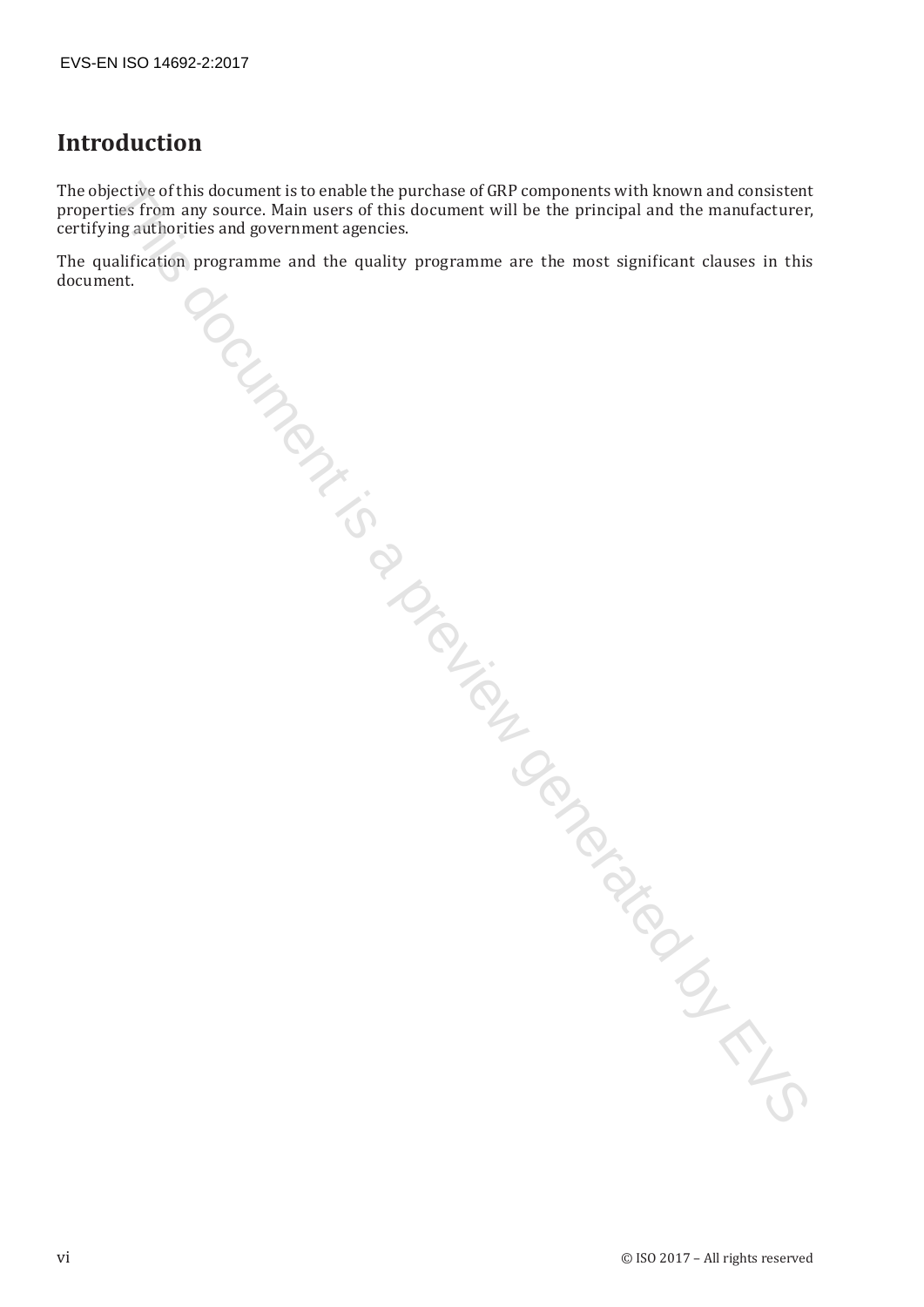# Introduction

The objective of this document is to enable the purchase of GRP components with known and consistent properties from any source. Main users of this document will be the principal and the manufacturer, certifying authorities and government agencies.

The qualification programme and the quality programme are the most significant clauses in this document.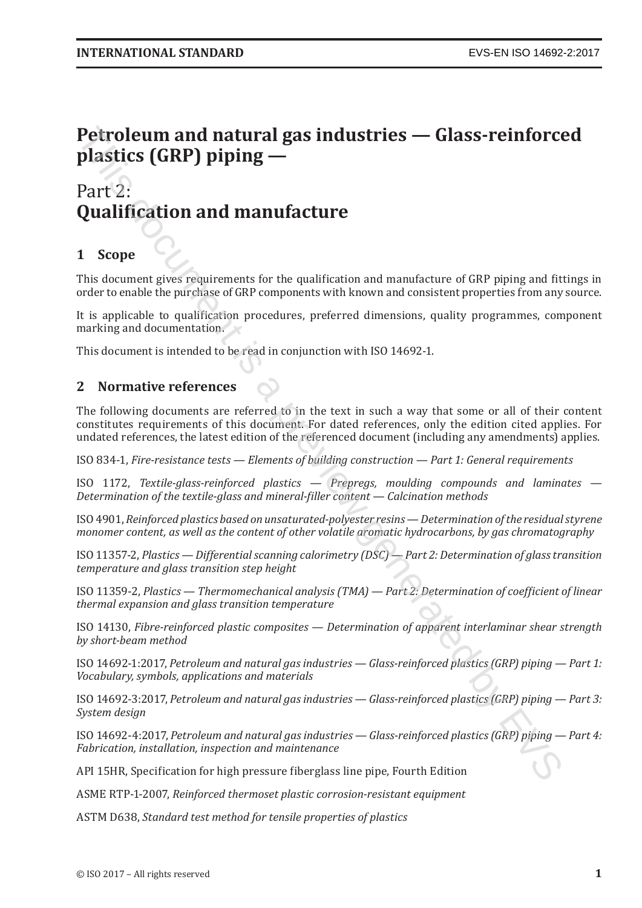# Petroleum and natural gas industries — Glass-reinforced plastics (GRP) piping —

## Part 2: Qualification and manufacture

## 1 Scope

This document gives requirements for the qualification and manufacture of GRP piping and fittings in order to enable the purchase of GRP components with known and consistent properties from any source.

It is applicable to qualification procedures, preferred dimensions, quality programmes, component marking and documentation.

This document is intended to be read in conjunction with ISO 14692-1.

## 2 Normative references

The following documents are referred to in the text in such a way that some or all of their content constitutes requirements of this document. For dated references, only the edition cited applies. For undated references, the latest edition of the referenced document (including any amendments) applies.

ISO 834-1, *Fire-resistance tests — Elements of building construction — Part 1: General requirements*

ISO 1172, *Textile-glass-reinforced plastics — Prepregs, moulding compounds and laminates — Determination of the textile-glass and mineral-filler content — Calcination methods*

ISO 4901, *Reinforced plastics based on unsaturated-polyester resins — Determination of the residual styrene monomer content, as well as the content of other volatile aromatic hydrocarbons, by gas chromatography*

ISO 11357-2, *Plastics — Differential scanning calorimetry (DSC) — Part 2: Determination of glass transition temperature and glass transition step height*

ISO 11359-2, *Plastics — Thermomechanical analysis (TMA) — Part 2: Determination of coefficient of linear thermal expansion and glass transition temperature*

ISO 14130, *Fibre-reinforced plastic composites — Determination of apparent interlaminar shear strength by short-beam method*

ISO 14692-1:2017, *Petroleum and natural gas industries — Glass-reinforced plastics (GRP) piping — Part 1: Vocabulary, symbols, applications and materials*

ISO 14692-3:2017, *Petroleum and natural gas industries — Glass-reinforced plastics (GRP) piping — Part 3: System design*

ISO 14692-4:2017, *Petroleum and natural gas industries — Glass-reinforced plastics (GRP) piping — Part 4: Fabrication, installation, inspection and maintenance*

API 15HR, Specification for high pressure fiberglass line pipe, Fourth Edition

ASME RTP-1-2007, *Reinforced thermoset plastic corrosion-resistant equipment*

ASTM D638, *Standard test method for tensile properties of plastics*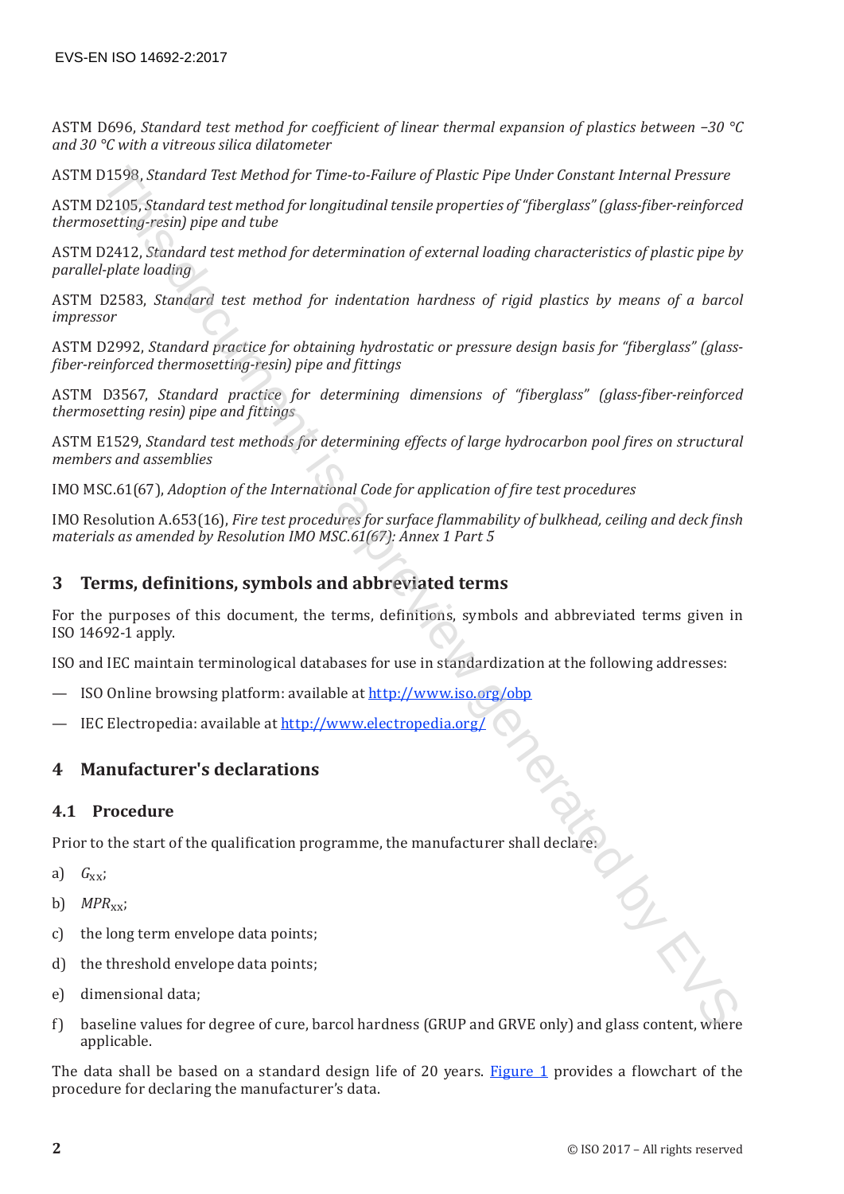ASTM D696, *Standard test method for coefficient of linear thermal expansion of plastics between −30 °C and 30 °C with a vitreous silica dilatometer*

ASTM D1598, *Standard Test Method for Time-to-Failure of Plastic Pipe Under Constant Internal Pressure*

ASTM D2105, *Standard test method for longitudinal tensile properties of "fiberglass" (glass-fiber-reinforced thermosetting-resin) pipe and tube*

ASTM D2412, *Standard test method for determination of external loading characteristics of plastic pipe by parallel-plate loading*

ASTM D2583, *Standard test method for indentation hardness of rigid plastics by means of a barcol impressor*

ASTM D2992, *Standard practice for obtaining hydrostatic or pressure design basis for "fiberglass" (glass-fiber-reinforced thermosetting-resin) pipe and fittings*

ASTM D3567, *Standard practice for determining dimensions of "fiberglass" (glass-fiber-reinforced thermosetting resin) pipe and fittings*

ASTM E1529, *Standard test methods for determining effects of large hydrocarbon pool fires on structural members and assemblies*

IMO MSC.61(67), *Adoption of the International Code for application of fire test procedures*

IMO Resolution A.653(16), *Fire test procedures for surface flammability of bulkhead, ceiling and deck finsh materials as amended by Resolution IMO MSC.61(67): Annex 1 Part 5*

## 3 Terms, definitions, symbols and abbreviated terms

For the purposes of this document, the terms, definitions, symbols and abbreviated terms given in ISO 14692-1 apply.

ISO and IEC maintain terminological databases for use in standardization at the following addresses:

— ISO Online browsing platform: available at http://www.iso.org/obp

— IEC Electropedia: available at http://www.electropedia.org/

## 4 Manufacturer's declarations

### 4.1 Procedure

Prior to the start of the qualification programme, the manufacturer shall declare:

a) $G_{xx}$;

b) $MPR_{xx}$;

c) the long term envelope data points;

d) the threshold envelope data points;

e) dimensional data;

f) baseline values for degree of cure, barcol hardness (GRUP and GRVE only) and glass content, where applicable.

The data shall be based on a standard design life of 20 years. Figure 1 provides a flowchart of the procedure for declaring the manufacturer's data.